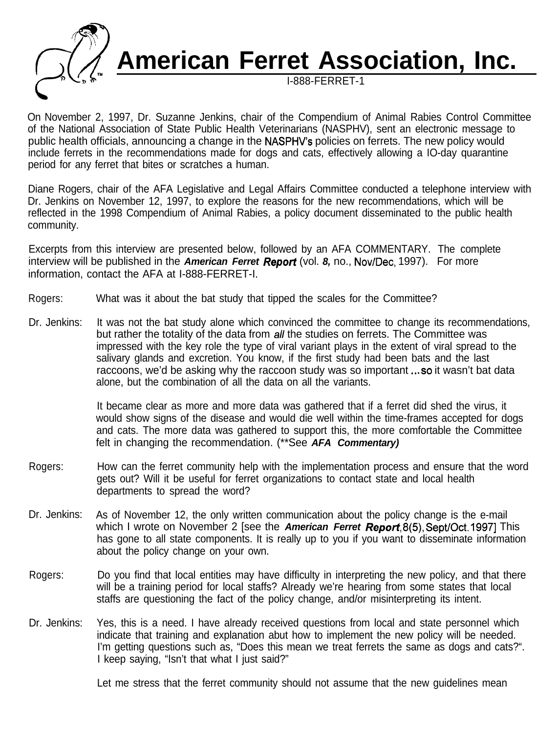# American Ferret Association, Inc.

I-888-FERRET-1

On November 2, 1997, Dr. Suzanne Jenkins, chair of the Compendium of Animal Rabies Control Committee of the National Association of State Public Health Veterinarians (NASPHV), sent an electronic message to public health officials, announcing a change in the NASPHV's policies on ferrets. The new policy would include ferrets in the recommendations made for dogs and cats, effectively allowing a IO-day quarantine period for any ferret that bites or scratches a human.

Diane Rogers, chair of the AFA Legislative and Legal Affairs Committee conducted a telephone interview with Dr. Jenkins on November 12, 1997, to explore the reasons for the new recommendations, which will be reflected in the 1998 Compendium of Animal Rabies, a policy document disseminated to the public health community.

Excerpts from this interview are presented below, followed by an AFA COMMENTARY. The complete interview will be published in the ***American Ferret Report*** (vol. ***8,*** no., Nov/Dec, 1997). For more information, contact the AFA at I-888-FERRET-I.

Rogers: What was it about the bat study that tipped the scales for the Committee?

Dr. Jenkins: It was not the bat study alone which convinced the committee to change its recommendations, but rather the totality of the data from *all* the studies on ferrets. The Committee was impressed with the key role the type of viral variant plays in the extent of viral spread to the salivary glands and excretion. You know, if the first study had been bats and the last raccoons, we'd be asking why the raccoon study was so important ...so it wasn't bat data alone, but the combination of all the data on all the variants.

It became clear as more and more data was gathered that if a ferret did shed the virus, it would show signs of the disease and would die well within the time-frames accepted for dogs and cats. The more data was gathered to support this, the more comfortable the Committee felt in changing the recommendation. (**See ***AFA Commentary)***

Rogers: How can the ferret community help with the implementation process and ensure that the word gets out? Will it be useful for ferret organizations to contact state and local health departments to spread the word?

Dr. Jenkins: As of November 12, the only written communication about the policy change is the e-mail which I wrote on November 2 [see the ***American Ferret Report***, 8(5), Sept/Oct. 1997] This has gone to all state components. It is really up to you if you want to disseminate information about the policy change on your own.

Rogers: Do you find that local entities may have difficulty in interpreting the new policy, and that there will be a training period for local staffs? Already we're hearing from some states that local staffs are questioning the fact of the policy change, and/or misinterpreting its intent.

Dr. Jenkins: Yes, this is a need. I have already received questions from local and state personnel which indicate that training and explanation abut how to implement the new policy will be needed. I'm getting questions such as, "Does this mean we treat ferrets the same as dogs and cats?". I keep saying, "Isn't that what I just said?"

Let me stress that the ferret community should not assume that the new guidelines mean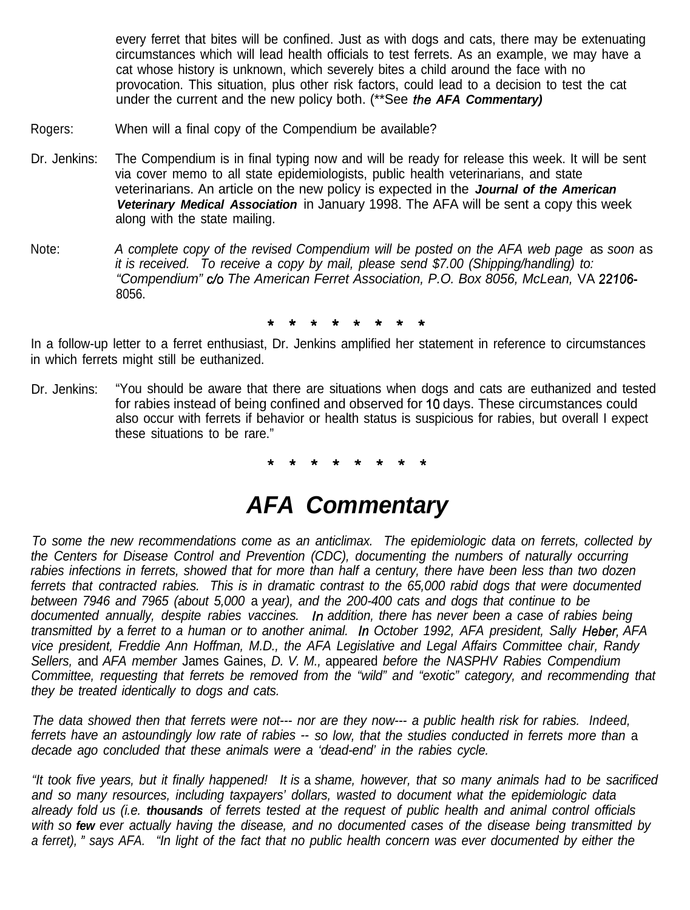every ferret that bites will be confined. Just as with dogs and cats, there may be extenuating circumstances which will lead health officials to test ferrets. As an example, we may have a cat whose history is unknown, which severely bites a child around the face with no provocation. This situation, plus other risk factors, could lead to a decision to test the cat under the current and the new policy both. (**See ***the AFA Commentary)***

Rogers: When will a final copy of the Compendium be available?

Dr. Jenkins: The Compendium is in final typing now and will be ready for release this week. It will be sent via cover memo to all state epidemiologists, public health veterinarians, and state veterinarians. An article on the new policy is expected in the ***Journal of the American Veterinary Medical Association*** in January 1998. The AFA will be sent a copy this week along with the state mailing.

Note: *A complete copy of the revised Compendium will be posted on the AFA web page as soon as it is received. To receive a copy by mail, please send $7.00 (Shipping/handling) to: "Compendium" c/o The American Ferret Association, P.O. Box 8056, McLean,* VA 22106-8056.

* * * * * * * * *

In a follow-up letter to a ferret enthusiast, Dr. Jenkins amplified her statement in reference to circumstances in which ferrets might still be euthanized.

Dr. Jenkins: "You should be aware that there are situations when dogs and cats are euthanized and tested for rabies instead of being confined and observed for 10 days. These circumstances could also occur with ferrets if behavior or health status is suspicious for rabies, but overall I expect these situations to be rare."

* * * * * * * * *

## *AFA Commentary*

*To some the new recommendations come as an anticlimax. The epidemiologic data on ferrets, collected by the Centers for Disease Control and Prevention (CDC), documenting the numbers of naturally occurring rabies infections in ferrets, showed that for more than half a century, there have been less than two dozen ferrets that contracted rabies. This is in dramatic contrast to the 65,000 rabid dogs that were documented between 7946 and 7965 (about 5,000* a *year), and the 200-400 cats and dogs that continue to be documented annually, despite rabies vaccines. In addition, there has never been a case of rabies being transmitted by* a *ferret to a human or to another animal. In October 1992, AFA president, Sally Heber, AFA vice president, Freddie Ann Hoffman, M.D., the AFA Legislative and Legal Affairs Committee chair, Randy Sellers,* and *AFA member* James Gaines, *D. V. M.,* appeared *before the NASPHV Rabies Compendium Committee, requesting that ferrets be removed from the "wild" and "exotic" category, and recommending that they be treated identically to dogs and cats.*

*The data showed then that ferrets were not--- nor are they now--- a public health risk for rabies. Indeed, ferrets have an astoundingly low rate of rabies -- so low, that the studies conducted in ferrets more than* a *decade ago concluded that these animals were a 'dead-end' in the rabies cycle.*

*"It took five years, but it finally happened! It is* a *shame, however, that so many animals had to be sacrificed and so many resources, including taxpayers' dollars, wasted to document what the epidemiologic data already fold us (i.e.* ***thousands*** *of ferrets tested at the request of public health and animal control officials with so* ***few*** *ever actually having the disease, and no documented cases of the disease being transmitted by a ferret), " says AFA. "In light of the fact that no public health concern was ever documented by either the*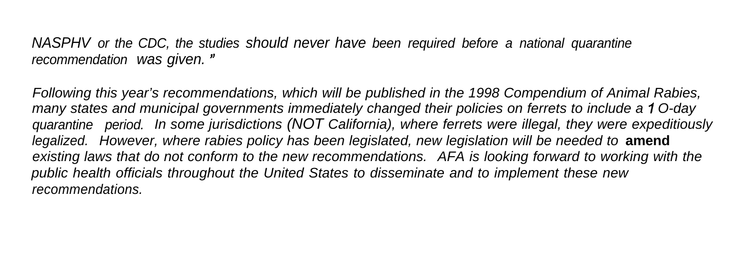*NASPHV or the CDC, the studies should never have been required before a national quarantine recommendation was given."*

*Following this year's recommendations, which will be published in the 1998 Compendium of Animal Rabies, many states and municipal governments immediately changed their policies on ferrets to include a 1 O-day quarantine period. In some jurisdictions (NOT California), where ferrets were illegal, they were expeditiously legalized. However, where rabies policy has been legislated, new legislation will be needed to* ***amend*** *existing laws that do not conform to the new recommendations. AFA is looking forward to working with the public health officials throughout the United States to disseminate and to implement these new recommendations.*